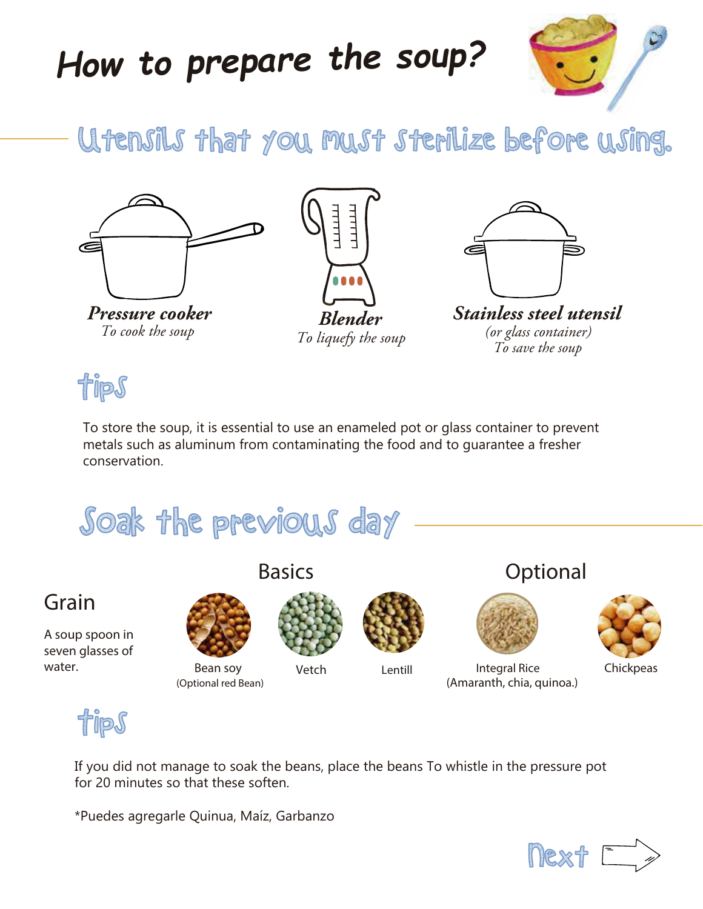# How to prepare the soup?

## Utensils that you must sterilize before using.

***Pressure cooker***
*To cook the soup*

***Blender***
*To liquefy the soup*

***Stainless steel utensil***
*(or glass container)*
*To save the soup*

### Tips

To store the soup, it is essential to use an enameled pot or glass container to prevent metals such as aluminum from contaminating the food and to guarantee a fresher conservation.

## Soak the previous day

**Grain**

A soup spoon in seven glasses of water.

**Basics**

- Bean soy (Optional red Bean)
- Vetch
- Lentill

**Optional**

- Integral Rice (Amaranth, chia, quinoa.)
- Chickpeas

### Tips

If you did not manage to soak the beans, place the beans To whistle in the pressure pot for 20 minutes so that these soften.

*Puedes agregarle Quinua, Maíz, Garbanzo

Next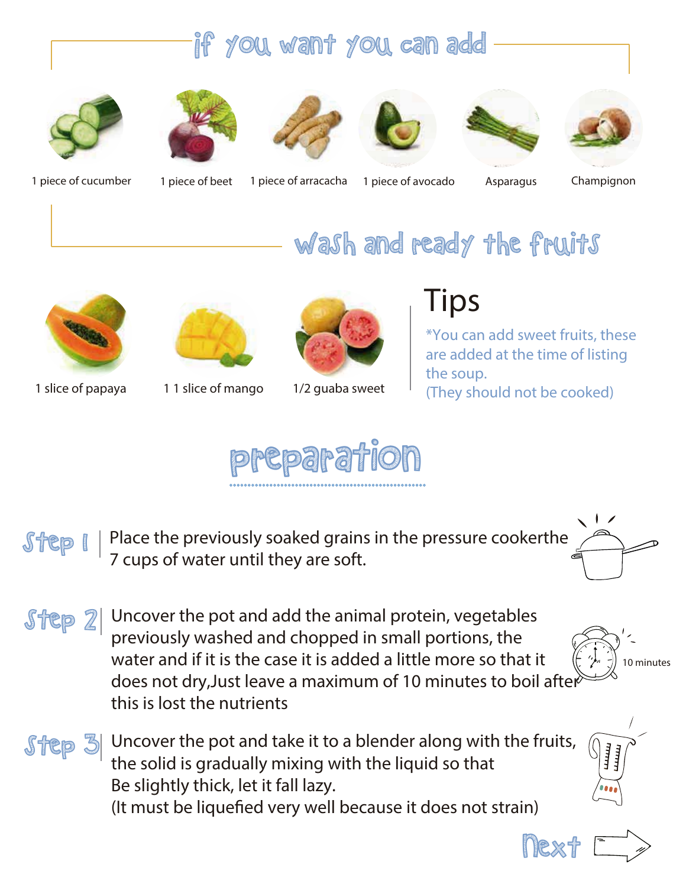## if you want you can add

- 1 piece of cucumber
- 1 piece of beet
- 1 piece of arracacha
- 1 piece of avocado
- Asparagus
- Champignon

## wash and ready the fruits

- 1 slice of papaya
- 1 1 slice of mango
- 1/2 guaba sweet

### Tips

*You can add sweet fruits, these are added at the time of listing the soup.
(They should not be cooked)

## preparation

**Step 1** | Place the previously soaked grains in the pressure cookerthe 7 cups of water until they are soft.

**Step 2** | Uncover the pot and add the animal protein, vegetables previously washed and chopped in small portions, the water and if it is the case it is added a little more so that it does not dry,Just leave a maximum of 10 minutes to boil after this is lost the nutrients

10 minutes

**Step 3** | Uncover the pot and take it to a blender along with the fruits, the solid is gradually mixing with the liquid so that
Be slightly thick, let it fall lazy.
(It must be liquefied very well because it does not strain)

Next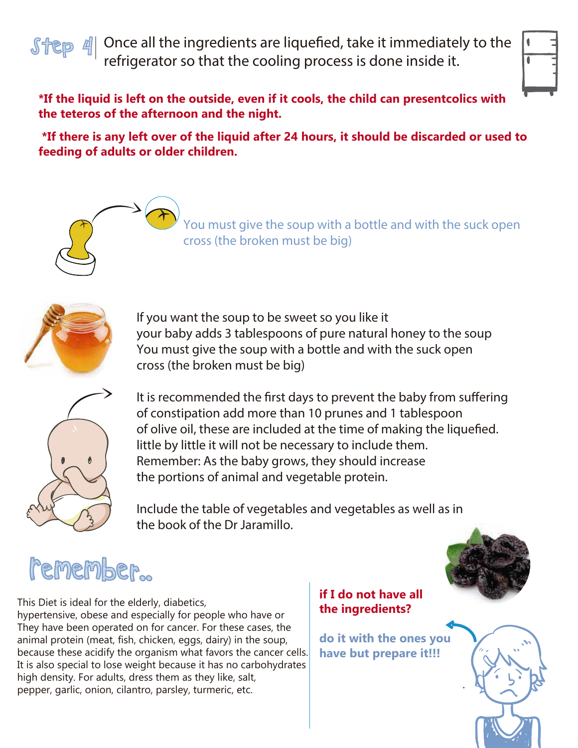## Step 4

Once all the ingredients are liquefied, take it immediately to the refrigerator so that the cooling process is done inside it.

**\*If the liquid is left on the outside, even if it cools, the child can presentcolics with the teteros of the afternoon and the night.**

**\*If there is any left over of the liquid after 24 hours, it should be discarded or used to feeding of adults or older children.**

You must give the soup with a bottle and with the suck open cross (the broken must be big)

If you want the soup to be sweet so you like it
your baby adds 3 tablespoons of pure natural honey to the soup
You must give the soup with a bottle and with the suck open
cross (the broken must be big)

It is recommended the first days to prevent the baby from suffering of constipation add more than 10 prunes and 1 tablespoon of olive oil, these are included at the time of making the liquefied. little by little it will not be necessary to include them.
Remember: As the baby grows, they should increase the portions of animal and vegetable protein.

Include the table of vegetables and vegetables as well as in the book of the Dr Jaramillo.

## remember..

This Diet is ideal for the elderly, diabetics, hypertensive, obese and especially for people who have or They have been operated on for cancer. For these cases, the animal protein (meat, fish, chicken, eggs, dairy) in the soup, because these acidify the organism what favors the cancer cells. It is also special to lose weight because it has no carbohydrates high density. For adults, dress them as they like, salt, pepper, garlic, onion, cilantro, parsley, turmeric, etc.

**if I do not have all the ingredients?**

**do it with the ones you have but prepare it!!!**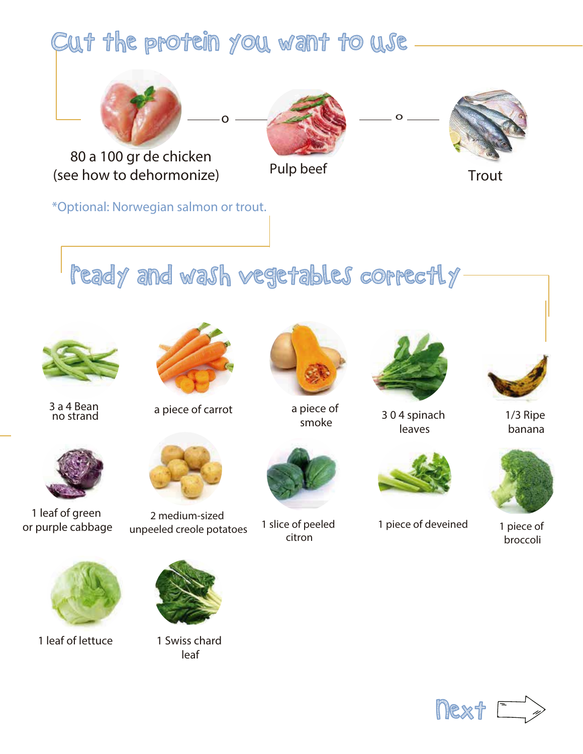## Cut the protein you want to use

80 a 100 gr de chicken (see how to dehormonize)

o

Pulp beef

o

Trout

*Optional: Norwegian salmon or trout.

## ready and wash vegetables correctly

3 a 4 Bean no strand

a piece of carrot

a piece of smoke

3 0 4 spinach leaves

1/3 Ripe banana

1 leaf of green or purple cabbage

2 medium-sized unpeeled creole potatoes

1 slice of peeled citron

1 piece of deveined

1 piece of broccoli

1 leaf of lettuce

1 Swiss chard leaf

Next